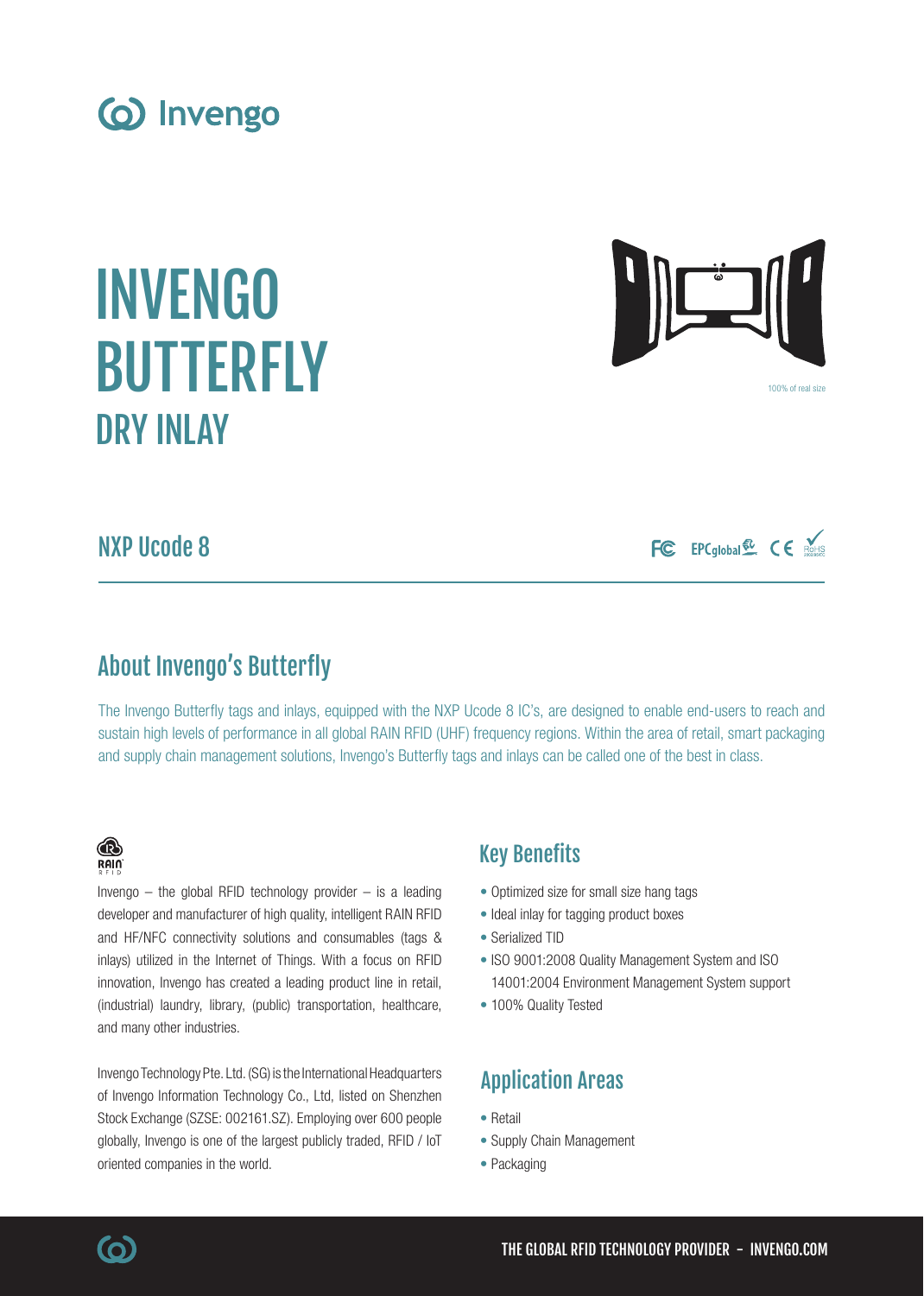Invengo

# INVENGO BUTTERFLY

## DRY INLAY

100% of real size

### NXP Ucode 8

FC EPCglobal CE RoHS

## About Invengo's Butterfly

The Invengo Butterfly tags and inlays, equipped with the NXP Ucode 8 IC's, are designed to enable end-users to reach and sustain high levels of performance in all global RAIN RFID (UHF) frequency regions. Within the area of retail, smart packaging and supply chain management solutions, Invengo's Butterfly tags and inlays can be called one of the best in class.

RAIN RFID

Invengo – the global RFID technology provider – is a leading developer and manufacturer of high quality, intelligent RAIN RFID and HF/NFC connectivity solutions and consumables (tags & inlays) utilized in the Internet of Things. With a focus on RFID innovation, Invengo has created a leading product line in retail, (industrial) laundry, library, (public) transportation, healthcare, and many other industries.

Invengo Technology Pte. Ltd. (SG) is the International Headquarters of Invengo Information Technology Co., Ltd, listed on Shenzhen Stock Exchange (SZSE: 002161.SZ). Employing over 600 people globally, Invengo is one of the largest publicly traded, RFID / IoT oriented companies in the world.

## Key Benefits

- Optimized size for small size hang tags
- Ideal inlay for tagging product boxes
- Serialized TID
- ISO 9001:2008 Quality Management System and ISO 14001:2004 Environment Management System support
- 100% Quality Tested

## Application Areas

- Retail
- Supply Chain Management
- Packaging

THE GLOBAL RFID TECHNOLOGY PROVIDER - INVENGO.COM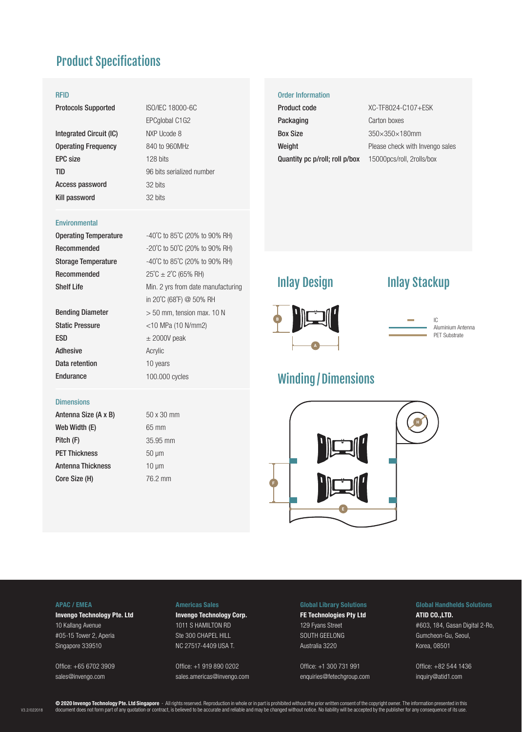# Product Specifications

### RFID

| | |
|---|---|
| Protocols Supported | ISO/IEC 18000-6C<br>EPCglobal C1G2 |
| Integrated Circuit (IC) | NXP Ucode 8 |
| Operating Frequency | 840 to 960MHz |
| EPC size | 128 bits |
| TID | 96 bits serialized number |
| Access password | 32 bits |
| Kill password | 32 bits |

### Environmental

| | |
|---|---|
| Operating Temperature | -40˚C to 85˚C (20% to 90% RH) |
| Recommended | -20˚C to 50˚C (20% to 90% RH) |
| Storage Temperature | -40˚C to 85˚C (20% to 90% RH) |
| Recommended | 25˚C ± 2˚C (65% RH) |
| Shelf Life | Min. 2 yrs from date manufacturing in 20˚C (68˚F) @ 50% RH |
| Bending Diameter | > 50 mm, tension max. 10 N |
| Static Pressure | <10 MPa (10 N/mm2) |
| ESD | ± 2000V peak |
| Adhesive | Acrylic |
| Data retention | 10 years |
| Endurance | 100.000 cycles |

### Dimensions

| | |
|---|---|
| Antenna Size (A x B) | 50 x 30 mm |
| Web Width (E) | 65 mm |
| Pitch (F) | 35.95 mm |
| PET Thickness | 50 µm |
| Antenna Thickness | 10 µm |
| Core Size (H) | 76.2 mm |

### Order Information

| | |
|---|---|
| Product code | XC-TF8024-C107+ESK |
| Packaging | Carton boxes |
| Box Size | 350×350×180mm |
| Weight | Please check with Invengo sales |
| Quantity pc p/roll; roll p/box | 15000pcs/roll, 2rolls/box |

## Inlay Design

B

A

## Inlay Stackup

IC
Aluminium Antenna
PET Substrate

## Winding / Dimensions

H

F

E

---

**APAC / EMEA**
**Invengo Technology Pte. Ltd**
10 Kallang Avenue
#05-15 Tower 2, Aperia
Singapore 339510

Office: +65 6702 3909
sales@invengo.com

**Americas Sales**
**Invengo Technology Corp.**
1011 S HAMILTON RD
Ste 300 CHAPEL HILL
NC 27517-4409 USA T.

Office: +1 919 890 0202
sales.americas@invengo.com

**Global Library Solutions**
**FE Technologies Pty Ltd**
129 Fyans Street
SOUTH GEELONG
Australia 3220

Office: +1 300 731 991
enquiries@fetechgroup.com

**Global Handhelds Solutions**
**ATID CO.,LTD.**
#603, 184, Gasan Digital 2-Ro,
Gumcheon-Gu, Seoul,
Korea, 08501

Office: +82 544 1436
inquiry@atid1.com

**© 2020 Invengo Technology Pte. Ltd Singapore** - All rights reserved. Reproduction in whole or in part is prohibited without the prior written consent of the copyright owner. The information presented in this document does not form part of any quotation or contract, is believed to be accurate and reliable and may be changed without notice. No liability will be accepted by the publisher for any consequence of its use.

V3.2/022018